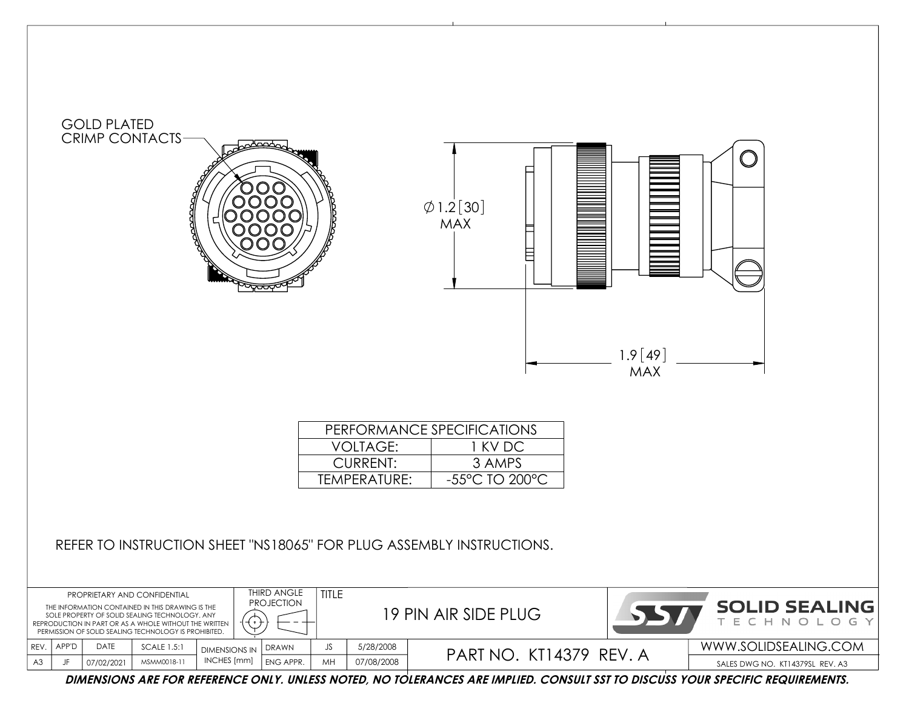GOLD PLATED CRIMP CONTACTS

∅1.2 [30] MAX

1.9 [49] MAX

| PERFORMANCE SPECIFICATIONS | |
|---|---|
| VOLTAGE: | 1 KV DC |
| CURRENT: | 3 AMPS |
| TEMPERATURE: | -55°C TO 200°C |

REFER TO INSTRUCTION SHEET "NS18065" FOR PLUG ASSEMBLY INSTRUCTIONS.

PROPRIETARY AND CONFIDENTIAL

THE INFORMATION CONTAINED IN THIS DRAWING IS THE SOLE PROPERTY OF SOLID SEALING TECHNOLOGY. ANY REPRODUCTION IN PART OR AS A WHOLE WITHOUT THE WRITTEN PERMISSION OF SOLID SEALING TECHNOLOGY IS PROHIBITED.

THIRD ANGLE PROJECTION

TITLE: 19 PIN AIR SIDE PLUG

SOLID SEALING TECHNOLOGY

| REV. | APP'D | DATE | SCALE 1.5:1 | DIMENSIONS IN INCHES [mm] | DRAWN | JS | 5/28/2008 |
|---|---|---|---|---|---|---|---|
| A3 | JF | 07/02/2021 | MSMM0018-11 | | ENG APPR. | MH | 07/08/2008 |

PART NO. KT14379 REV. A

WWW.SOLIDSEALING.COM

SALES DWG NO. KT14379SL REV. A3

***DIMENSIONS ARE FOR REFERENCE ONLY. UNLESS NOTED, NO TOLERANCES ARE IMPLIED. CONSULT SST TO DISCUSS YOUR SPECIFIC REQUIREMENTS.***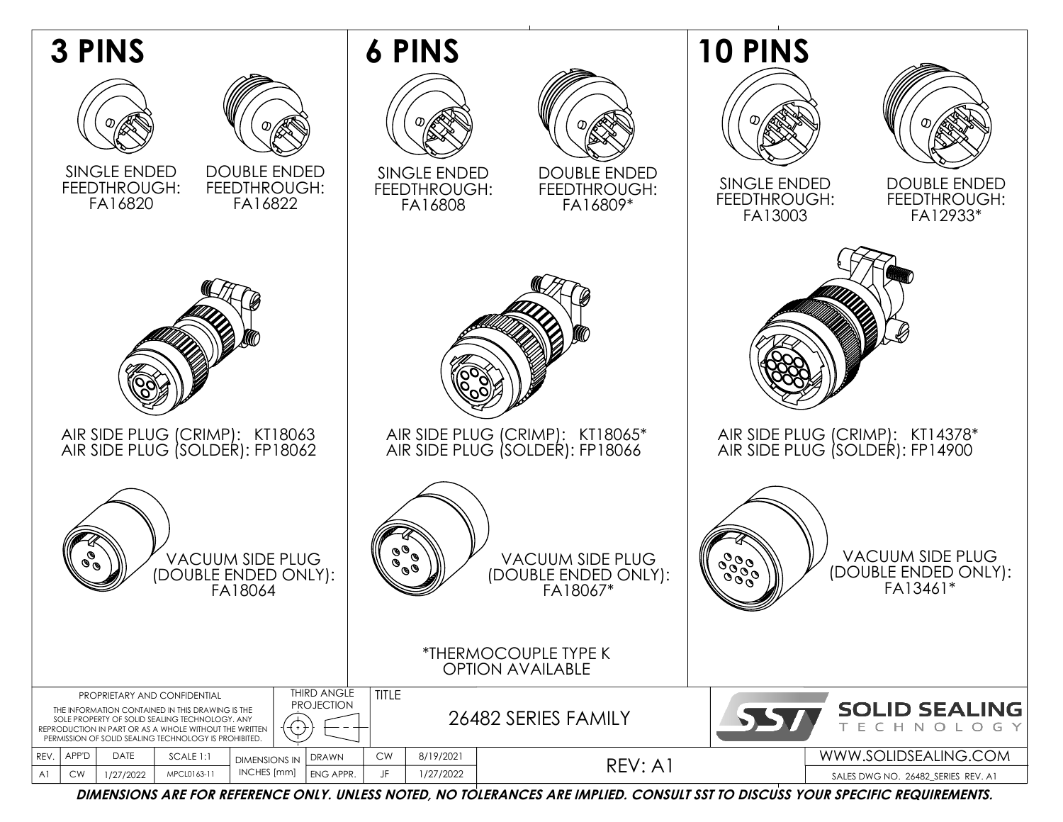## 3 PINS

SINGLE ENDED FEEDTHROUGH: FA16820

DOUBLE ENDED FEEDTHROUGH: FA16822

AIR SIDE PLUG (CRIMP): KT18063
AIR SIDE PLUG (SOLDER): FP18062

VACUUM SIDE PLUG (DOUBLE ENDED ONLY): FA18064

## 6 PINS

SINGLE ENDED FEEDTHROUGH: FA16808

DOUBLE ENDED FEEDTHROUGH: FA16809*

AIR SIDE PLUG (CRIMP): KT18065*
AIR SIDE PLUG (SOLDER): FP18066

VACUUM SIDE PLUG (DOUBLE ENDED ONLY): FA18067*

*THERMOCOUPLE TYPE K OPTION AVAILABLE

## 10 PINS

SINGLE ENDED FEEDTHROUGH: FA13003

DOUBLE ENDED FEEDTHROUGH: FA12933*

AIR SIDE PLUG (CRIMP): KT14378*
AIR SIDE PLUG (SOLDER): FP14900

VACUUM SIDE PLUG (DOUBLE ENDED ONLY): FA13461*

PROPRIETARY AND CONFIDENTIAL

THE INFORMATION CONTAINED IN THIS DRAWING IS THE SOLE PROPERTY OF SOLID SEALING TECHNOLOGY. ANY REPRODUCTION IN PART OR AS A WHOLE WITHOUT THE WRITTEN PERMISSION OF SOLID SEALING TECHNOLOGY IS PROHIBITED.

THIRD ANGLE PROJECTION

TITLE: 26482 SERIES FAMILY

SOLID SEALING TECHNOLOGY

| REV. | APP'D | DATE | SCALE 1:1 | DIMENSIONS IN INCHES [mm] | DRAWN | CW | 8/19/2021 | REV: A1 |
|---|---|---|---|---|---|---|---|---|
| A1 | CW | 1/27/2022 | MPCL0163-11 | | ENG APPR. | JF | 1/27/2022 | |

WWW.SOLIDSEALING.COM

SALES DWG NO. 26482_SERIES REV. A1

***DIMENSIONS ARE FOR REFERENCE ONLY. UNLESS NOTED, NO TOLERANCES ARE IMPLIED. CONSULT SST TO DISCUSS YOUR SPECIFIC REQUIREMENTS.***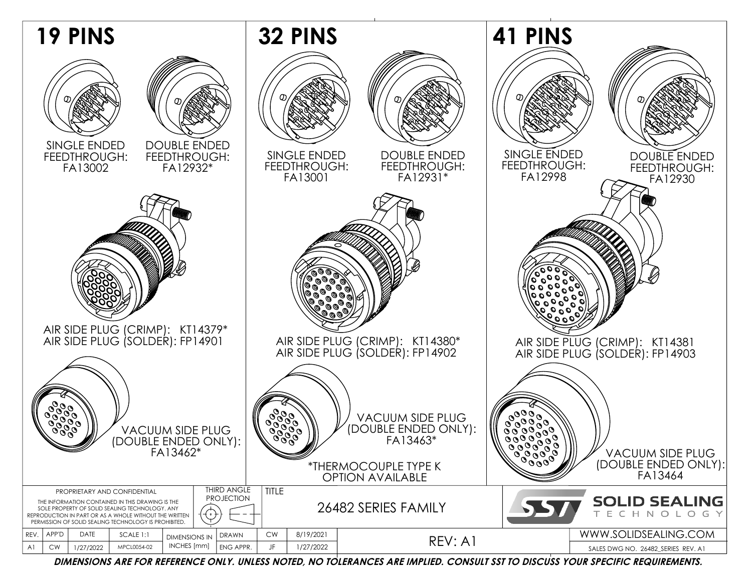## 19 PINS

SINGLE ENDED FEEDTHROUGH: FA13002

DOUBLE ENDED FEEDTHROUGH: FA12932*

AIR SIDE PLUG (CRIMP): KT14379*
AIR SIDE PLUG (SOLDER): FP14901

VACUUM SIDE PLUG (DOUBLE ENDED ONLY): FA13462*

## 32 PINS

SINGLE ENDED FEEDTHROUGH: FA13001

DOUBLE ENDED FEEDTHROUGH: FA12931*

AIR SIDE PLUG (CRIMP): KT14380*
AIR SIDE PLUG (SOLDER): FP14902

VACUUM SIDE PLUG (DOUBLE ENDED ONLY): FA13463*

*THERMOCOUPLE TYPE K OPTION AVAILABLE

## 41 PINS

SINGLE ENDED FEEDTHROUGH: FA12998

DOUBLE ENDED FEEDTHROUGH: FA12930

AIR SIDE PLUG (CRIMP): KT14381
AIR SIDE PLUG (SOLDER): FP14903

VACUUM SIDE PLUG (DOUBLE ENDED ONLY): FA13464

---

PROPRIETARY AND CONFIDENTIAL

THE INFORMATION CONTAINED IN THIS DRAWING IS THE SOLE PROPERTY OF SOLID SEALING TECHNOLOGY. ANY REPRODUCTION IN PART OR AS A WHOLE WITHOUT THE WRITTEN PERMISSION OF SOLID SEALING TECHNOLOGY IS PROHIBITED.

THIRD ANGLE PROJECTION

TITLE: 26482 SERIES FAMILY

SOLID SEALING TECHNOLOGY

| REV. | APP'D | DATE | SCALE 1:1 | DIMENSIONS IN INCHES [mm] | DRAWN | CW | 8/19/2021 | REV: A1 | WWW.SOLIDSEALING.COM |
|---|---|---|---|---|---|---|---|---|---|
| A1 | CW | 1/27/2022 | MPCL0054-02 | | ENG APPR. | JF | 1/27/2022 | | SALES DWG NO. 26482_SERIES REV. A1 |

***DIMENSIONS ARE FOR REFERENCE ONLY. UNLESS NOTED, NO TOLERANCES ARE IMPLIED. CONSULT SST TO DISCUSS YOUR SPECIFIC REQUIREMENTS.***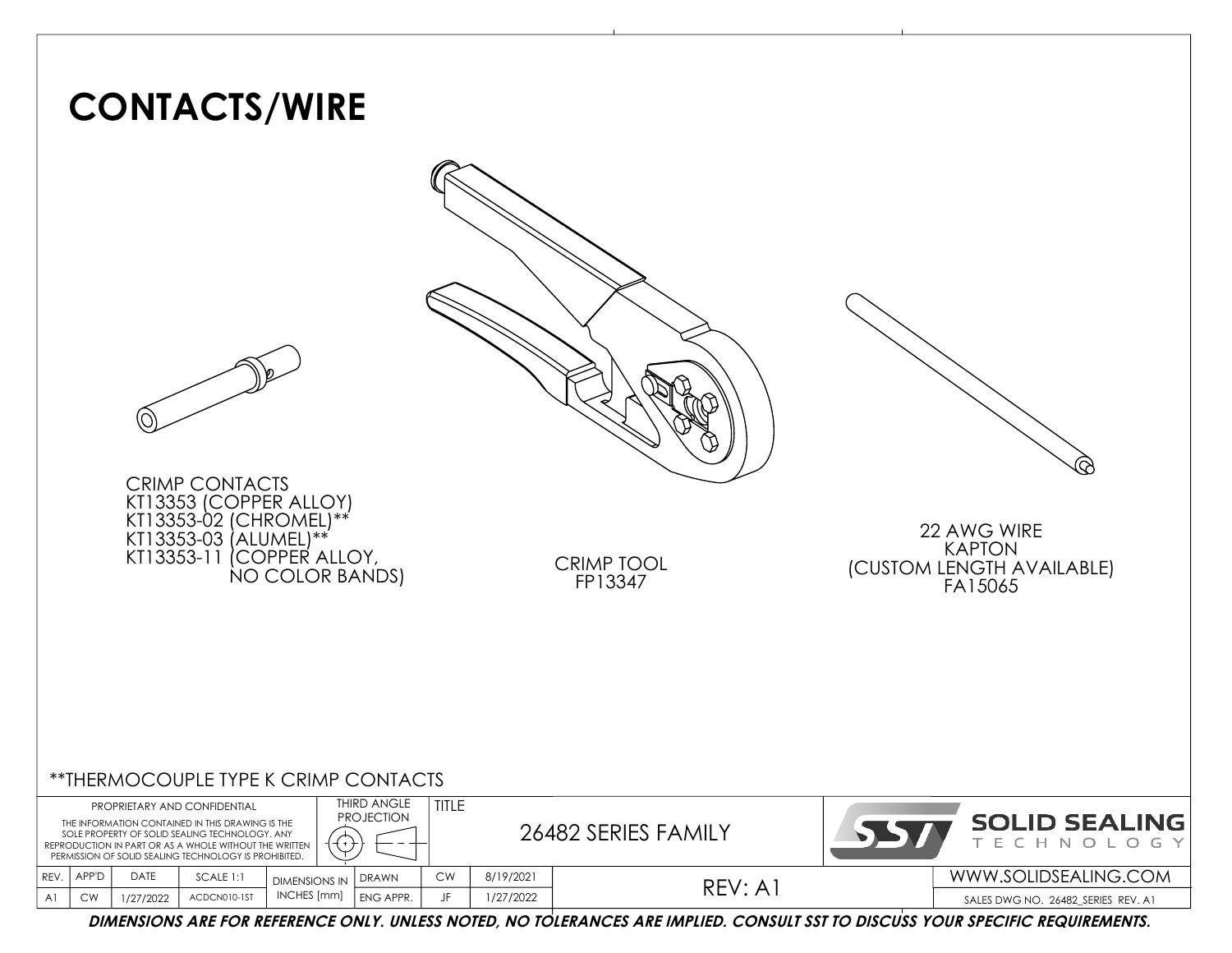# CONTACTS/WIRE

CRIMP CONTACTS
KT13353 (COPPER ALLOY)
KT13353-02 (CHROMEL)**
KT13353-03 (ALUMEL)**
KT13353-11 (COPPER ALLOY, NO COLOR BANDS)

CRIMP TOOL
FP13347

22 AWG WIRE
KAPTON
(CUSTOM LENGTH AVAILABLE)
FA15065

**THERMOCOUPLE TYPE K CRIMP CONTACTS

PROPRIETARY AND CONFIDENTIAL

THE INFORMATION CONTAINED IN THIS DRAWING IS THE SOLE PROPERTY OF SOLID SEALING TECHNOLOGY. ANY REPRODUCTION IN PART OR AS A WHOLE WITHOUT THE WRITTEN PERMISSION OF SOLID SEALING TECHNOLOGY IS PROHIBITED.

THIRD ANGLE PROJECTION

TITLE: 26482 SERIES FAMILY

SOLID SEALING TECHNOLOGY

| REV. | APP'D | DATE | SCALE 1:1 | DIMENSIONS IN INCHES [mm] | DRAWN | CW | 8/19/2021 | REV: A1 | WWW.SOLIDSEALING.COM |
|---|---|---|---|---|---|---|---|---|---|
| A1 | CW | 1/27/2022 | ACDCN010-1ST | | ENG APPR. | JF | 1/27/2022 | | SALES DWG NO. 26482_SERIES REV. A1 |

***DIMENSIONS ARE FOR REFERENCE ONLY. UNLESS NOTED, NO TOLERANCES ARE IMPLIED. CONSULT SST TO DISCUSS YOUR SPECIFIC REQUIREMENTS.***